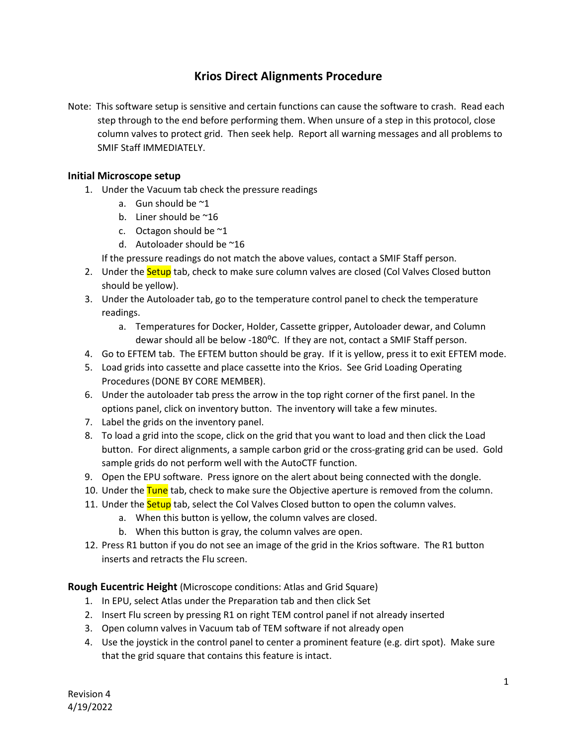# Krios Direct Alignments Procedure

Note: This software setup is sensitive and certain functions can cause the software to crash. Read each step through to the end before performing them. When unsure of a step in this protocol, close column valves to protect grid. Then seek help. Report all warning messages and all problems to SMIF Staff IMMEDIATELY.

## Initial Microscope setup

1. Under the Vacuum tab check the pressure readings
   a. Gun should be ~1
   b. Liner should be ~16
   c. Octagon should be ~1
   d. Autoloader should be ~16

   If the pressure readings do not match the above values, contact a SMIF Staff person.
2. Under the Setup tab, check to make sure column valves are closed (Col Valves Closed button should be yellow).
3. Under the Autoloader tab, go to the temperature control panel to check the temperature readings.
   a. Temperatures for Docker, Holder, Cassette gripper, Autoloader dewar, and Column dewar should all be below -180ºC. If they are not, contact a SMIF Staff person.
4. Go to EFTEM tab. The EFTEM button should be gray. If it is yellow, press it to exit EFTEM mode.
5. Load grids into cassette and place cassette into the Krios. See Grid Loading Operating Procedures (DONE BY CORE MEMBER).
6. Under the autoloader tab press the arrow in the top right corner of the first panel. In the options panel, click on inventory button. The inventory will take a few minutes.
7. Label the grids on the inventory panel.
8. To load a grid into the scope, click on the grid that you want to load and then click the Load button. For direct alignments, a sample carbon grid or the cross-grating grid can be used. Gold sample grids do not perform well with the AutoCTF function.
9. Open the EPU software. Press ignore on the alert about being connected with the dongle.
10. Under the Tune tab, check to make sure the Objective aperture is removed from the column.
11. Under the Setup tab, select the Col Valves Closed button to open the column valves.
    a. When this button is yellow, the column valves are closed.
    b. When this button is gray, the column valves are open.
12. Press R1 button if you do not see an image of the grid in the Krios software. The R1 button inserts and retracts the Flu screen.

## Rough Eucentric Height (Microscope conditions: Atlas and Grid Square)

1. In EPU, select Atlas under the Preparation tab and then click Set
2. Insert Flu screen by pressing R1 on right TEM control panel if not already inserted
3. Open column valves in Vacuum tab of TEM software if not already open
4. Use the joystick in the control panel to center a prominent feature (e.g. dirt spot). Make sure that the grid square that contains this feature is intact.

Revision 4
4/19/2022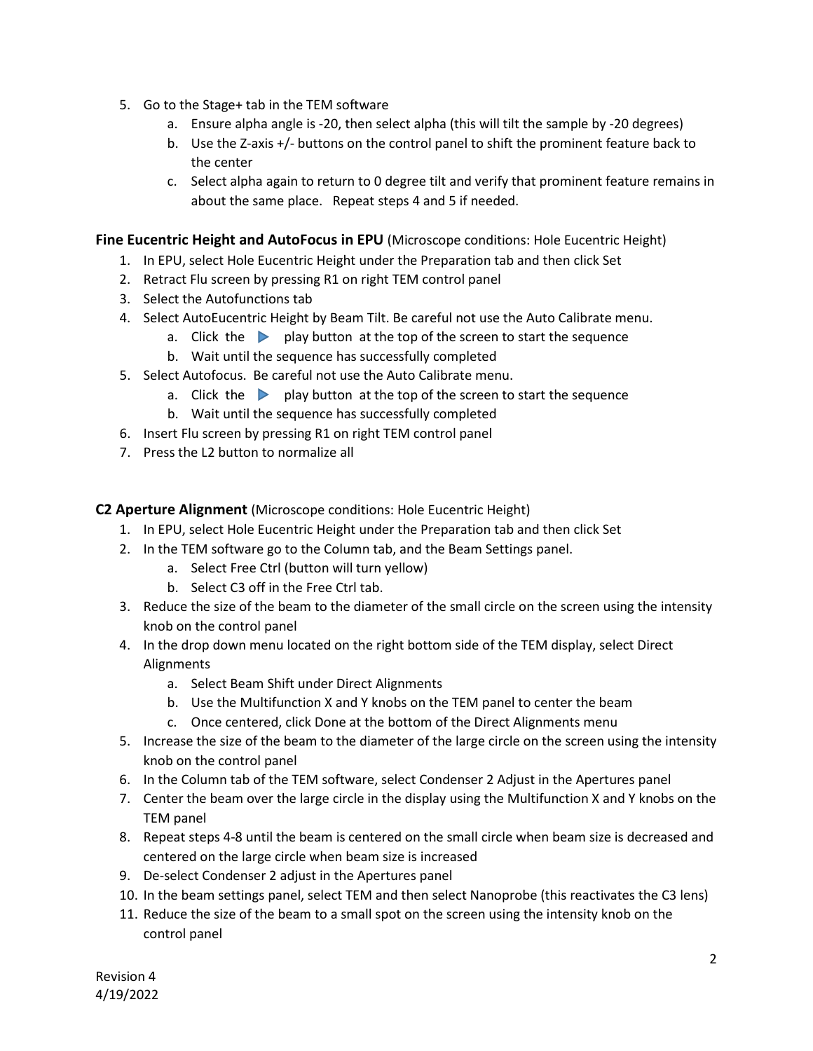5. Go to the Stage+ tab in the TEM software
    a. Ensure alpha angle is -20, then select alpha (this will tilt the sample by -20 degrees)
    b. Use the Z-axis +/- buttons on the control panel to shift the prominent feature back to the center
    c. Select alpha again to return to 0 degree tilt and verify that prominent feature remains in about the same place. Repeat steps 4 and 5 if needed.

**Fine Eucentric Height and AutoFocus in EPU** (Microscope conditions: Hole Eucentric Height)

1. In EPU, select Hole Eucentric Height under the Preparation tab and then click Set
2. Retract Flu screen by pressing R1 on right TEM control panel
3. Select the Autofunctions tab
4. Select AutoEucentric Height by Beam Tilt. Be careful not use the Auto Calibrate menu.
    a. Click the ▶ play button at the top of the screen to start the sequence
    b. Wait until the sequence has successfully completed
5. Select Autofocus. Be careful not use the Auto Calibrate menu.
    a. Click the ▶ play button at the top of the screen to start the sequence
    b. Wait until the sequence has successfully completed
6. Insert Flu screen by pressing R1 on right TEM control panel
7. Press the L2 button to normalize all

**C2 Aperture Alignment** (Microscope conditions: Hole Eucentric Height)

1. In EPU, select Hole Eucentric Height under the Preparation tab and then click Set
2. In the TEM software go to the Column tab, and the Beam Settings panel.
    a. Select Free Ctrl (button will turn yellow)
    b. Select C3 off in the Free Ctrl tab.
3. Reduce the size of the beam to the diameter of the small circle on the screen using the intensity knob on the control panel
4. In the drop down menu located on the right bottom side of the TEM display, select Direct Alignments
    a. Select Beam Shift under Direct Alignments
    b. Use the Multifunction X and Y knobs on the TEM panel to center the beam
    c. Once centered, click Done at the bottom of the Direct Alignments menu
5. Increase the size of the beam to the diameter of the large circle on the screen using the intensity knob on the control panel
6. In the Column tab of the TEM software, select Condenser 2 Adjust in the Apertures panel
7. Center the beam over the large circle in the display using the Multifunction X and Y knobs on the TEM panel
8. Repeat steps 4-8 until the beam is centered on the small circle when beam size is decreased and centered on the large circle when beam size is increased
9. De-select Condenser 2 adjust in the Apertures panel
10. In the beam settings panel, select TEM and then select Nanoprobe (this reactivates the C3 lens)
11. Reduce the size of the beam to a small spot on the screen using the intensity knob on the control panel

Revision 4
4/19/2022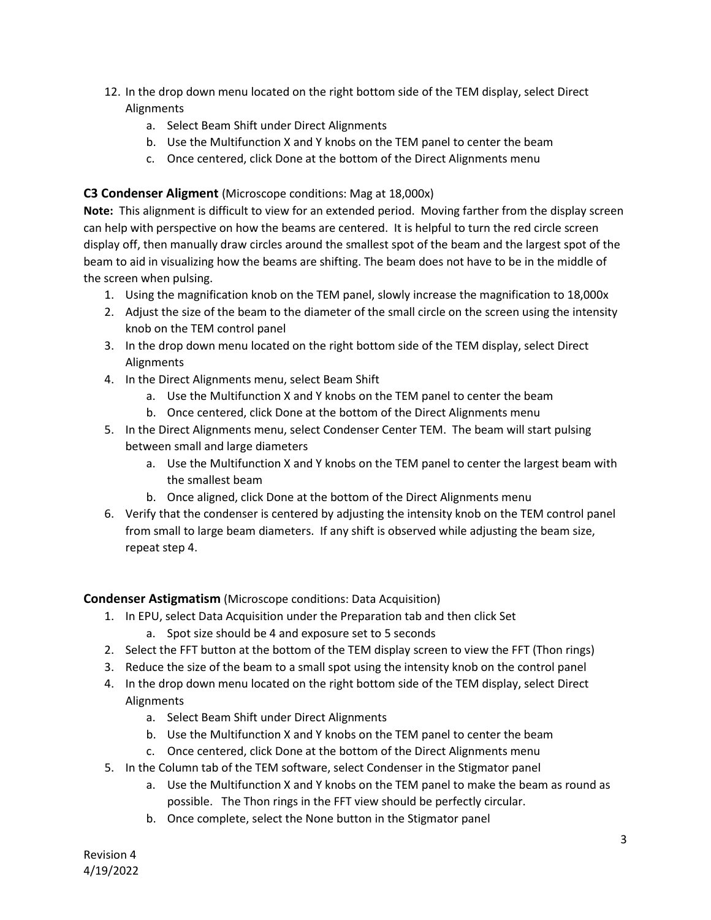12. In the drop down menu located on the right bottom side of the TEM display, select Direct Alignments
    a. Select Beam Shift under Direct Alignments
    b. Use the Multifunction X and Y knobs on the TEM panel to center the beam
    c. Once centered, click Done at the bottom of the Direct Alignments menu

### C3 Condenser Aligment (Microscope conditions: Mag at 18,000x)

**Note:** This alignment is difficult to view for an extended period. Moving farther from the display screen can help with perspective on how the beams are centered. It is helpful to turn the red circle screen display off, then manually draw circles around the smallest spot of the beam and the largest spot of the beam to aid in visualizing how the beams are shifting. The beam does not have to be in the middle of the screen when pulsing.

1. Using the magnification knob on the TEM panel, slowly increase the magnification to 18,000x
2. Adjust the size of the beam to the diameter of the small circle on the screen using the intensity knob on the TEM control panel
3. In the drop down menu located on the right bottom side of the TEM display, select Direct Alignments
4. In the Direct Alignments menu, select Beam Shift
    a. Use the Multifunction X and Y knobs on the TEM panel to center the beam
    b. Once centered, click Done at the bottom of the Direct Alignments menu
5. In the Direct Alignments menu, select Condenser Center TEM. The beam will start pulsing between small and large diameters
    a. Use the Multifunction X and Y knobs on the TEM panel to center the largest beam with the smallest beam
    b. Once aligned, click Done at the bottom of the Direct Alignments menu
6. Verify that the condenser is centered by adjusting the intensity knob on the TEM control panel from small to large beam diameters. If any shift is observed while adjusting the beam size, repeat step 4.

### Condenser Astigmatism (Microscope conditions: Data Acquisition)

1. In EPU, select Data Acquisition under the Preparation tab and then click Set
    a. Spot size should be 4 and exposure set to 5 seconds
2. Select the FFT button at the bottom of the TEM display screen to view the FFT (Thon rings)
3. Reduce the size of the beam to a small spot using the intensity knob on the control panel
4. In the drop down menu located on the right bottom side of the TEM display, select Direct Alignments
    a. Select Beam Shift under Direct Alignments
    b. Use the Multifunction X and Y knobs on the TEM panel to center the beam
    c. Once centered, click Done at the bottom of the Direct Alignments menu
5. In the Column tab of the TEM software, select Condenser in the Stigmator panel
    a. Use the Multifunction X and Y knobs on the TEM panel to make the beam as round as possible. The Thon rings in the FFT view should be perfectly circular.
    b. Once complete, select the None button in the Stigmator panel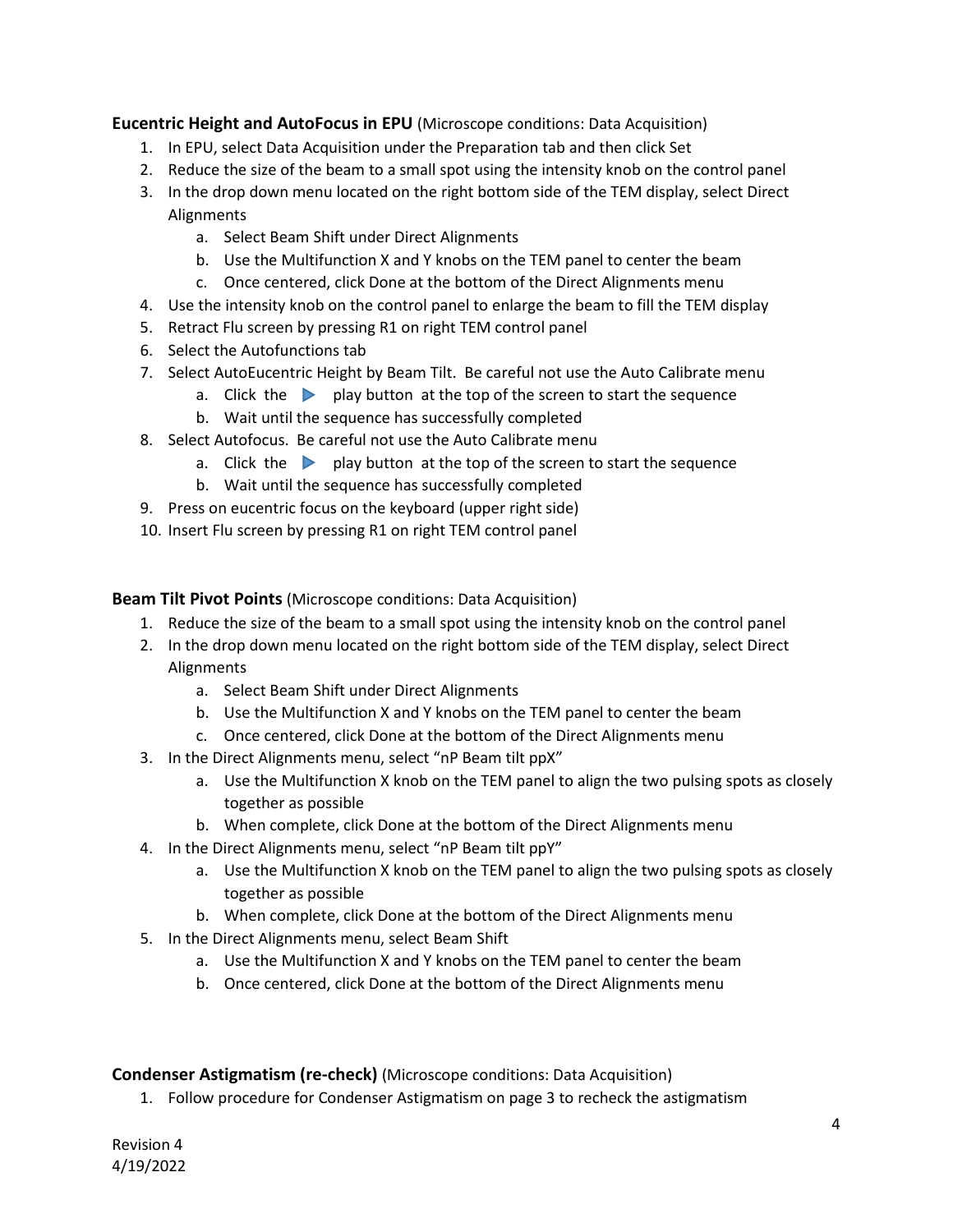**Eucentric Height and AutoFocus in EPU** (Microscope conditions: Data Acquisition)

1. In EPU, select Data Acquisition under the Preparation tab and then click Set
2. Reduce the size of the beam to a small spot using the intensity knob on the control panel
3. In the drop down menu located on the right bottom side of the TEM display, select Direct Alignments
   a. Select Beam Shift under Direct Alignments
   b. Use the Multifunction X and Y knobs on the TEM panel to center the beam
   c. Once centered, click Done at the bottom of the Direct Alignments menu
4. Use the intensity knob on the control panel to enlarge the beam to fill the TEM display
5. Retract Flu screen by pressing R1 on right TEM control panel
6. Select the Autofunctions tab
7. Select AutoEucentric Height by Beam Tilt. Be careful not use the Auto Calibrate menu
   a. Click the ▶ play button at the top of the screen to start the sequence
   b. Wait until the sequence has successfully completed
8. Select Autofocus. Be careful not use the Auto Calibrate menu
   a. Click the ▶ play button at the top of the screen to start the sequence
   b. Wait until the sequence has successfully completed
9. Press on eucentric focus on the keyboard (upper right side)
10. Insert Flu screen by pressing R1 on right TEM control panel

**Beam Tilt Pivot Points** (Microscope conditions: Data Acquisition)

1. Reduce the size of the beam to a small spot using the intensity knob on the control panel
2. In the drop down menu located on the right bottom side of the TEM display, select Direct Alignments
   a. Select Beam Shift under Direct Alignments
   b. Use the Multifunction X and Y knobs on the TEM panel to center the beam
   c. Once centered, click Done at the bottom of the Direct Alignments menu
3. In the Direct Alignments menu, select "nP Beam tilt ppX"
   a. Use the Multifunction X knob on the TEM panel to align the two pulsing spots as closely together as possible
   b. When complete, click Done at the bottom of the Direct Alignments menu
4. In the Direct Alignments menu, select "nP Beam tilt ppY"
   a. Use the Multifunction X knob on the TEM panel to align the two pulsing spots as closely together as possible
   b. When complete, click Done at the bottom of the Direct Alignments menu
5. In the Direct Alignments menu, select Beam Shift
   a. Use the Multifunction X and Y knobs on the TEM panel to center the beam
   b. Once centered, click Done at the bottom of the Direct Alignments menu

**Condenser Astigmatism (re-check)** (Microscope conditions: Data Acquisition)

1. Follow procedure for Condenser Astigmatism on page 3 to recheck the astigmatism

Revision 4
4/19/2022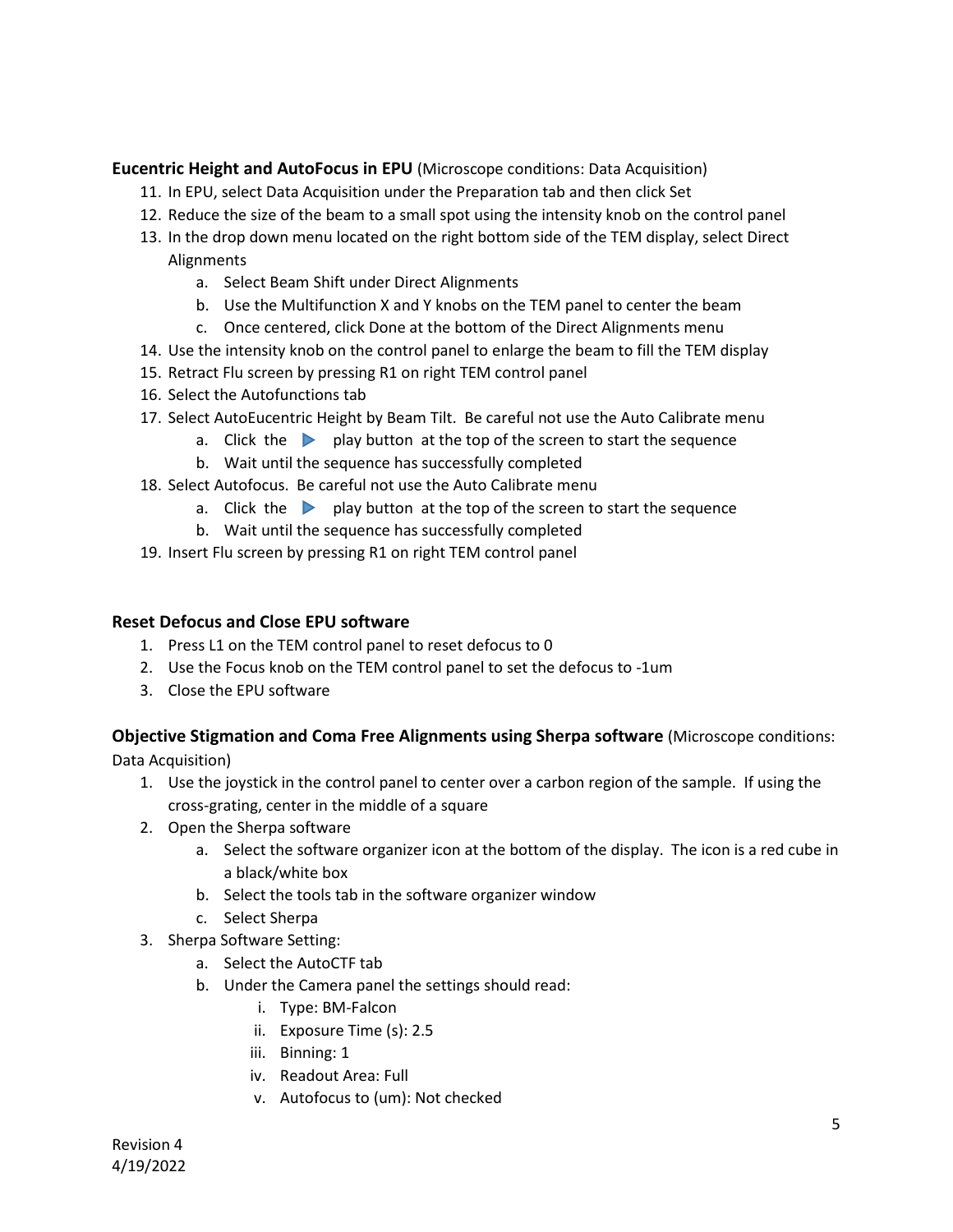**Eucentric Height and AutoFocus in EPU** (Microscope conditions: Data Acquisition)

11. In EPU, select Data Acquisition under the Preparation tab and then click Set
12. Reduce the size of the beam to a small spot using the intensity knob on the control panel
13. In the drop down menu located on the right bottom side of the TEM display, select Direct Alignments
    a. Select Beam Shift under Direct Alignments
    b. Use the Multifunction X and Y knobs on the TEM panel to center the beam
    c. Once centered, click Done at the bottom of the Direct Alignments menu
14. Use the intensity knob on the control panel to enlarge the beam to fill the TEM display
15. Retract Flu screen by pressing R1 on right TEM control panel
16. Select the Autofunctions tab
17. Select AutoEucentric Height by Beam Tilt. Be careful not use the Auto Calibrate menu
    a. Click the ▶ play button at the top of the screen to start the sequence
    b. Wait until the sequence has successfully completed
18. Select Autofocus. Be careful not use the Auto Calibrate menu
    a. Click the ▶ play button at the top of the screen to start the sequence
    b. Wait until the sequence has successfully completed
19. Insert Flu screen by pressing R1 on right TEM control panel

**Reset Defocus and Close EPU software**

1. Press L1 on the TEM control panel to reset defocus to 0
2. Use the Focus knob on the TEM control panel to set the defocus to -1um
3. Close the EPU software

**Objective Stigmation and Coma Free Alignments using Sherpa software** (Microscope conditions: Data Acquisition)

1. Use the joystick in the control panel to center over a carbon region of the sample. If using the cross-grating, center in the middle of a square
2. Open the Sherpa software
    a. Select the software organizer icon at the bottom of the display. The icon is a red cube in a black/white box
    b. Select the tools tab in the software organizer window
    c. Select Sherpa
3. Sherpa Software Setting:
    a. Select the AutoCTF tab
    b. Under the Camera panel the settings should read:
        i. Type: BM-Falcon
        ii. Exposure Time (s): 2.5
        iii. Binning: 1
        iv. Readout Area: Full
        v. Autofocus to (um): Not checked

Revision 4
4/19/2022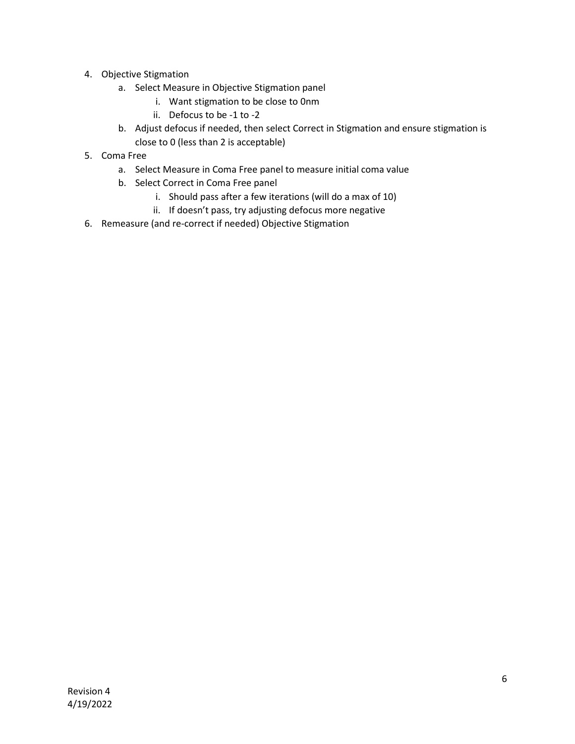4. Objective Stigmation
    a. Select Measure in Objective Stigmation panel
        i. Want stigmation to be close to 0nm
        ii. Defocus to be -1 to -2
    b. Adjust defocus if needed, then select Correct in Stigmation and ensure stigmation is close to 0 (less than 2 is acceptable)
5. Coma Free
    a. Select Measure in Coma Free panel to measure initial coma value
    b. Select Correct in Coma Free panel
        i. Should pass after a few iterations (will do a max of 10)
        ii. If doesn't pass, try adjusting defocus more negative
6. Remeasure (and re-correct if needed) Objective Stigmation

Revision 4
4/19/2022